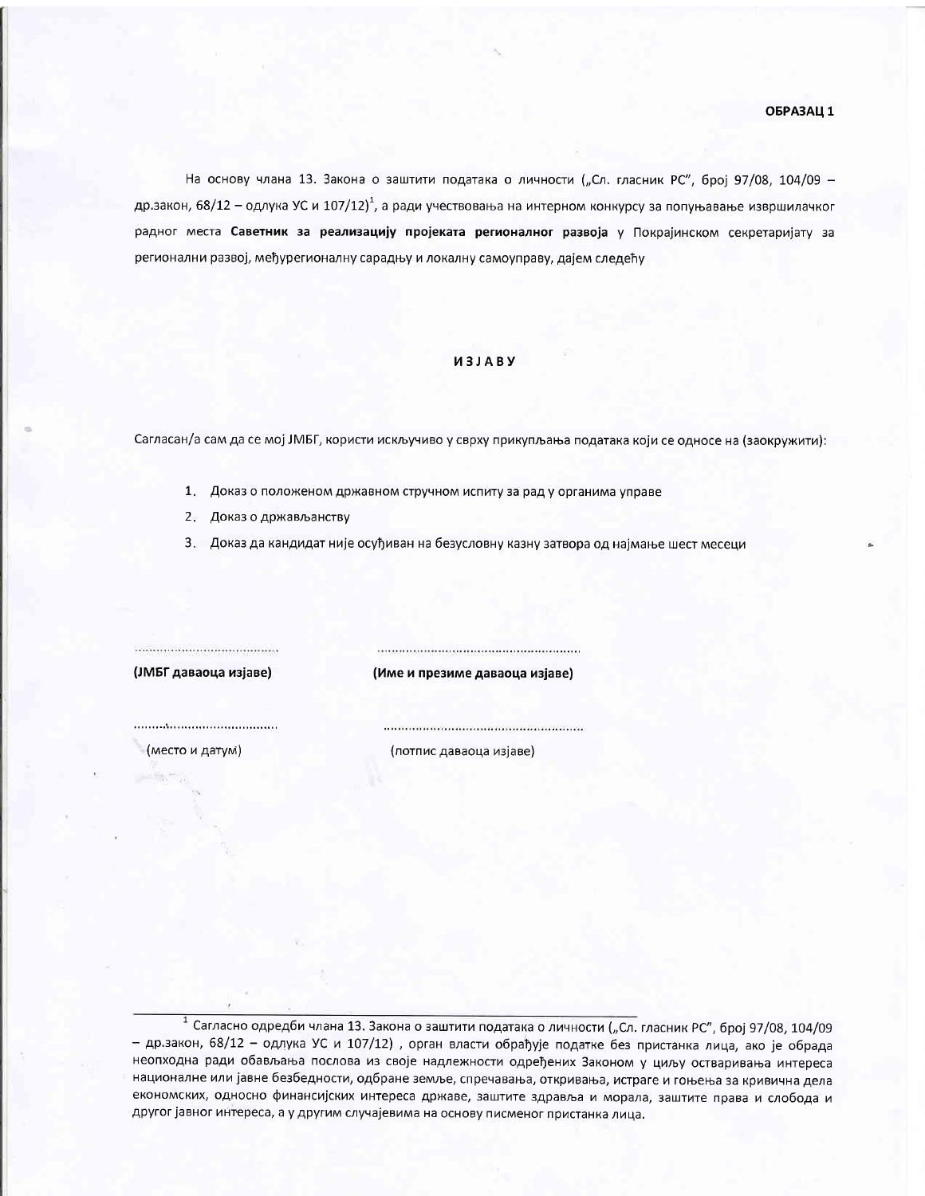**ОБРАЗАЦ 1**

На основу члана 13. Закона о заштити података о личности („Сл. гласник РС", број 97/08, 104/09 – др.закон, 68/12 – одлука УС и 107/12)[1], а ради учествовања на интерном конкурсу за попуњавање извршилачког радног места **Саветник за реализацију пројеката регионалног развоја** у Покрајинском секретаријату за регионални развој, међурегионалну сарадњу и локалну самоуправу, дајем следећу

**ИЗЈАВУ**

Сагласан/а сам да се мој ЈМБГ, користи искључиво у сврху прикупљања података који се односе на (заокружити):

1. Доказ о положеном државном стручном испиту за рад у органима управе
2. Доказ о држављанству
3. Доказ да кандидат није осуђиван на безусловну казну затвора од најмање шест месеци

| ...................................... | ...................................................... |
|---|---|
| **(ЈМБГ даваоца изјаве)** | **(Име и презиме даваоца изјаве)** |
| ...................................... | ...................................................... |
| (место и датум) | (потпис даваоца изјаве) |

---

[1] Сагласно одредби члана 13. Закона о заштити података о личности („Сл. гласник РС", број 97/08, 104/09 – др.закон, 68/12 – одлука УС и 107/12) , орган власти обрађује податке без пристанка лица, ако је обрада неопходна ради обављања послова из своје надлежности одређених Законом у циљу остваривања интереса националне или јавне безбедности, одбране земље, спречавања, откривања, истраге и гоњења за кривична дела економских, односно финансијских интереса државе, заштите здравља и морала, заштите права и слобода и другог јавног интереса, а у другим случајевима на основу писменог пристанка лица.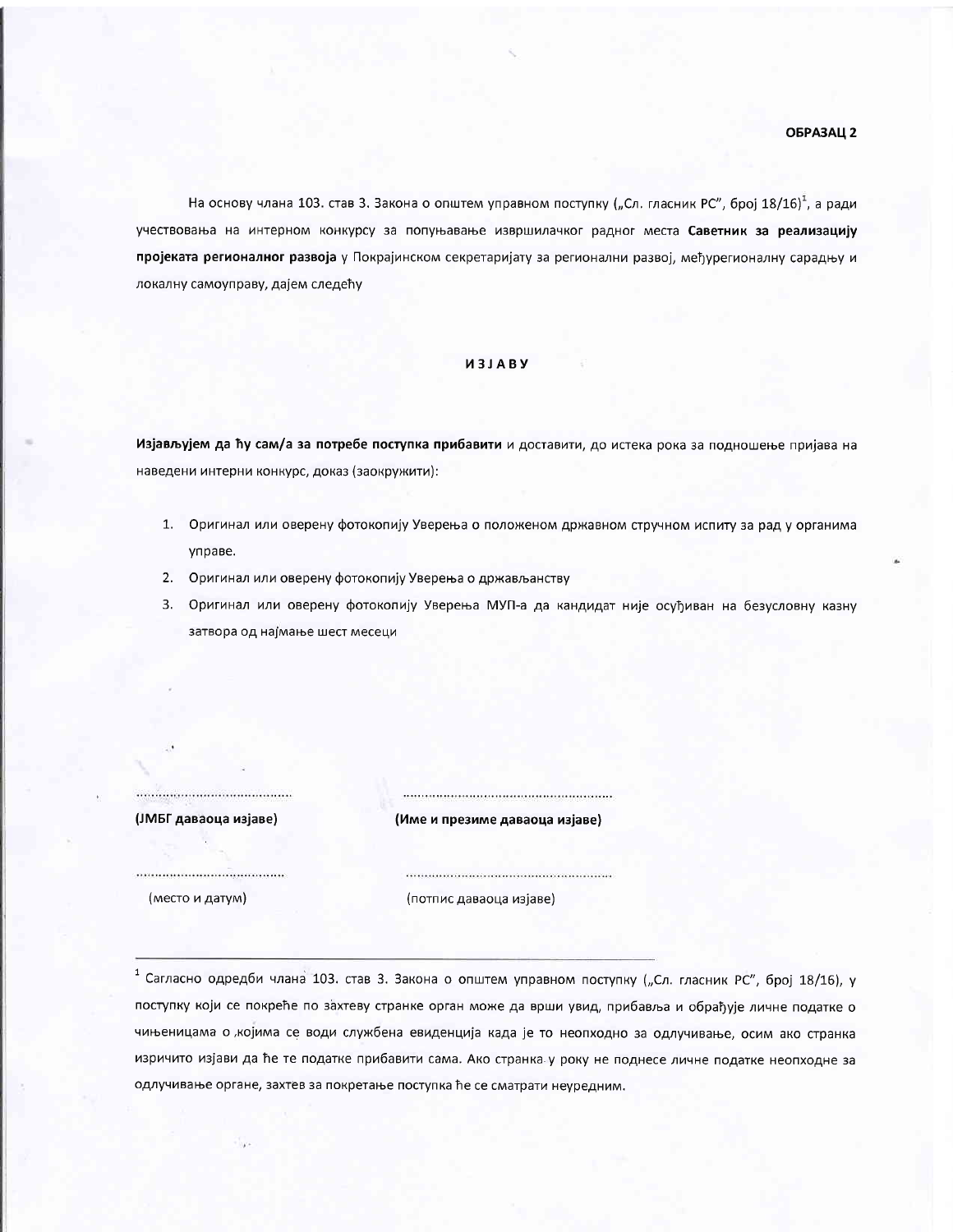**ОБРАЗАЦ 2**

На основу члана 103. став 3. Закона о општем управном поступку („Сл. гласник РС", број 18/16)[1], а ради учествовања на интерном конкурсу за попуњавање извршилачког радног места **Саветник за реализацију пројеката регионалног развоја** у Покрајинском секретаријату за регионални развој, међурегионалну сарадњу и локалну самоуправу, дајем следећу

**ИЗЈАВУ**

**Изјављујем да ћу сам/а за потребе поступка прибавити** и доставити, до истека рока за подношење пријава на наведени интерни конкурс, доказ (заокружити):

1. Оригинал или оверену фотокопију Уверења о положеном државном стручном испиту за рад у органима управе.
2. Оригинал или оверену фотокопију Уверења о држављанству
3. Оригинал или оверену фотокопију Уверења МУП-а да кандидат није осуђиван на безусловну казну затвора од најмање шест месеци

| | |
|---|---|
| ........................................ | ........................................................ |
| **(ЈМБГ даваоца изјаве)** | **(Име и презиме даваоца изјаве)** |
| ........................................ | ........................................................ |
| (место и датум) | (потпис даваоца изјаве) |

---

[1] Сагласно одредби члана 103. став 3. Закона о општем управном поступку („Сл. гласник РС", број 18/16), у поступку који се покреће по захтеву странке орган може да врши увид, прибавља и обрађује личне податке о чињеницама о којима се води службена евиденција када је то неопходно за одлучивање, осим ако странка изричито изјави да ће те податке прибавити сама. Ако странка у року не поднесе личне податке неопходне за одлучивање органе, захтев за покретање поступка ће се сматрати неуредним.